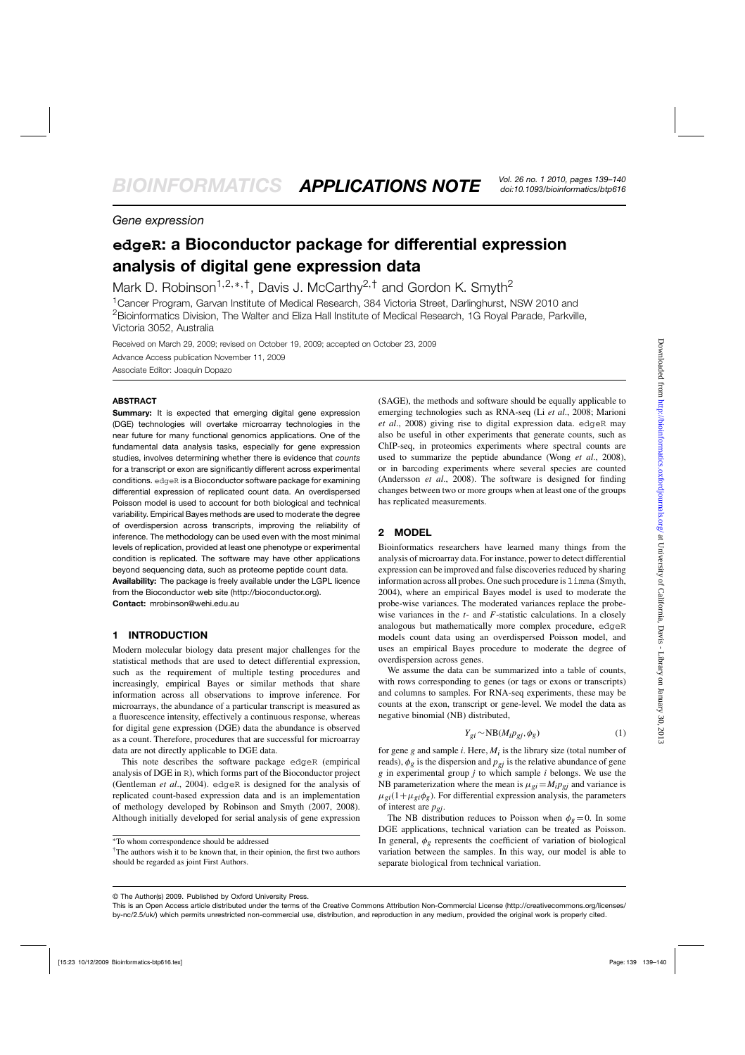*Gene expression*

# edgeR: a Bioconductor package for differential expression analysis of digital gene expression data

Mark D. Robinson[1,2,*,†], Davis J. McCarthy[2,†] and Gordon K. Smyth[2]

[1]Cancer Program, Garvan Institute of Medical Research, 384 Victoria Street, Darlinghurst, NSW 2010 and [2]Bioinformatics Division, The Walter and Eliza Hall Institute of Medical Research, 1G Royal Parade, Parkville, Victoria 3052, Australia

Received on March 29, 2009; revised on October 19, 2009; accepted on October 23, 2009

Advance Access publication November 11, 2009

Associate Editor: Joaquin Dopazo

## ABSTRACT

**Summary:** It is expected that emerging digital gene expression (DGE) technologies will overtake microarray technologies in the near future for many functional genomics applications. One of the fundamental data analysis tasks, especially for gene expression studies, involves determining whether there is evidence that *counts* for a transcript or exon are significantly different across experimental conditions. edgeR is a Bioconductor software package for examining differential expression of replicated count data. An overdispersed Poisson model is used to account for both biological and technical variability. Empirical Bayes methods are used to moderate the degree of overdispersion across transcripts, improving the reliability of inference. The methodology can be used even with the most minimal levels of replication, provided at least one phenotype or experimental condition is replicated. The software may have other applications beyond sequencing data, such as proteome peptide count data.

**Availability:** The package is freely available under the LGPL licence from the Bioconductor web site (http://bioconductor.org).

**Contact:** mrobinson@wehi.edu.au

## 1 INTRODUCTION

Modern molecular biology data present major challenges for the statistical methods that are used to detect differential expression, such as the requirement of multiple testing procedures and increasingly, empirical Bayes or similar methods that share information across all observations to improve inference. For microarrays, the abundance of a particular transcript is measured as a fluorescence intensity, effectively a continuous response, whereas for digital gene expression (DGE) data the abundance is observed as a count. Therefore, procedures that are successful for microarray data are not directly applicable to DGE data.

This note describes the software package edgeR (empirical analysis of DGE in R), which forms part of the Bioconductor project (Gentleman *et al*., 2004). edgeR is designed for the analysis of replicated count-based expression data and is an implementation of methodology developed by Robinson and Smyth (2007, 2008). Although initially developed for serial analysis of gene expression (SAGE), the methods and software should be equally applicable to emerging technologies such as RNA-seq (Li *et al*., 2008; Marioni *et al*., 2008) giving rise to digital expression data. edgeR may also be useful in other experiments that generate counts, such as ChIP-seq, in proteomics experiments where spectral counts are used to summarize the peptide abundance (Wong *et al*., 2008), or in barcoding experiments where several species are counted (Andersson *et al*., 2008). The software is designed for finding changes between two or more groups when at least one of the groups has replicated measurements.

## 2 MODEL

Bioinformatics researchers have learned many things from the analysis of microarray data. For instance, power to detect differential expression can be improved and false discoveries reduced by sharing information across all probes. One such procedure is limma (Smyth, 2004), where an empirical Bayes model is used to moderate the probe-wise variances. The moderated variances replace the probe-wise variances in the *t*- and *F*-statistic calculations. In a closely analogous but mathematically more complex procedure, edgeR models count data using an overdispersed Poisson model, and uses an empirical Bayes procedure to moderate the degree of overdispersion across genes.

We assume the data can be summarized into a table of counts, with rows corresponding to genes (or tags or exons or transcripts) and columns to samples. For RNA-seq experiments, these may be counts at the exon, transcript or gene-level. We model the data as negative binomial (NB) distributed,

$$Y_{gi} \sim \mathrm{NB}(M_i p_{gj}, \phi_g) \tag{1}$$

for gene $g$ and sample $i$. Here, $M_i$ is the library size (total number of reads), $\phi_g$ is the dispersion and $p_{gj}$ is the relative abundance of gene $g$ in experimental group $j$ to which sample $i$ belongs. We use the NB parameterization where the mean is $\mu_{gi} = M_i p_{gj}$ and variance is $\mu_{gi}(1+\mu_{gi}\phi_g)$. For differential expression analysis, the parameters of interest are $p_{gj}$.

The NB distribution reduces to Poisson when $\phi_g = 0$. In some DGE applications, technical variation can be treated as Poisson. In general, $\phi_g$ represents the coefficient of variation of biological variation between the samples. In this way, our model is able to separate biological from technical variation.

*To whom correspondence should be addressed

†The authors wish it to be known that, in their opinion, the first two authors should be regarded as joint First Authors.

© The Author(s) 2009. Published by Oxford University Press.

This is an Open Access article distributed under the terms of the Creative Commons Attribution Non-Commercial License (http://creativecommons.org/licenses/by-nc/2.5/uk/) which permits unrestricted non-commercial use, distribution, and reproduction in any medium, provided the original work is properly cited.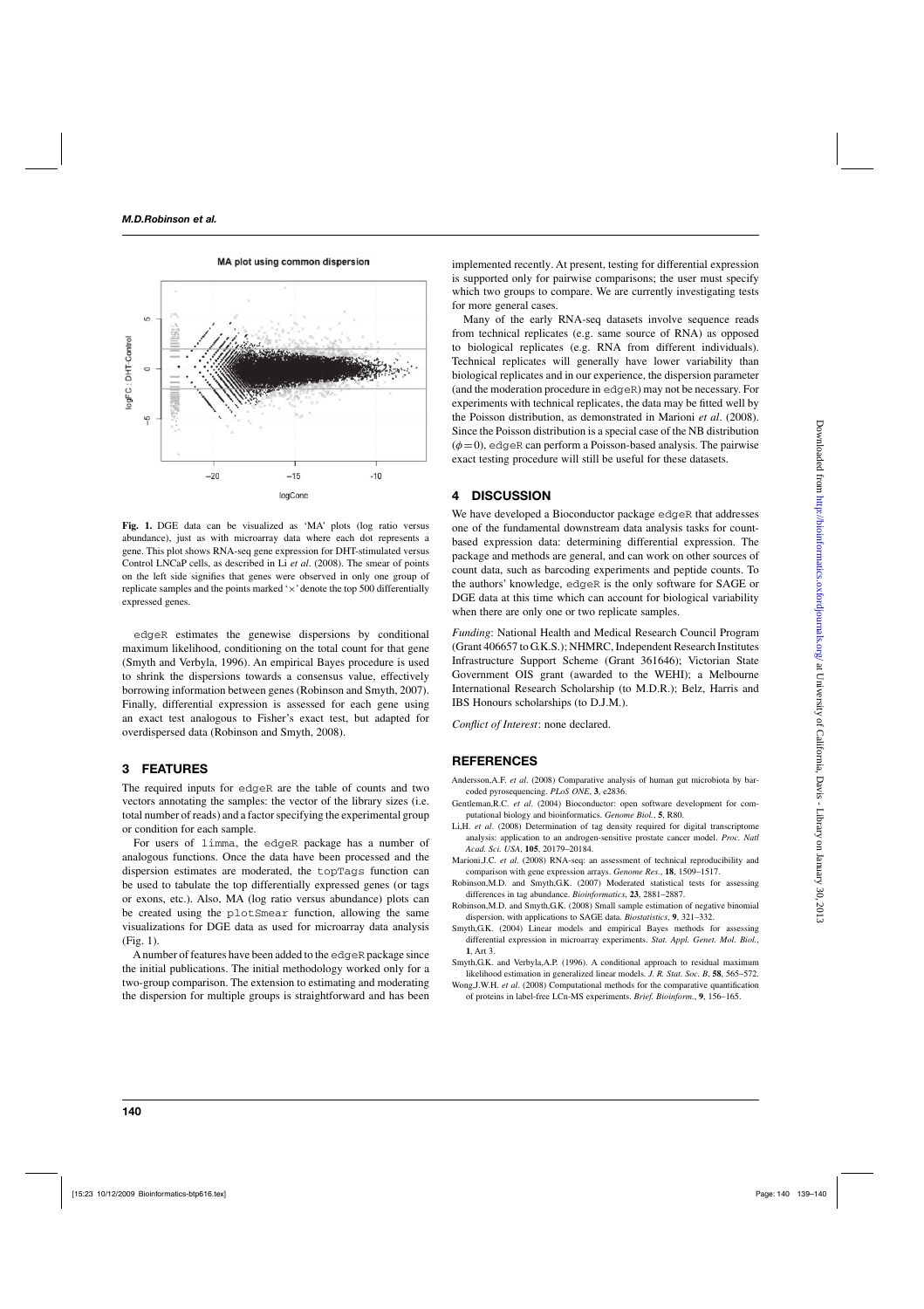MA plot using common dispersion

logFC : DHT-Control

5

0

-5

-20

-15

-10

logConc

**Fig. 1.** DGE data can be visualized as 'MA' plots (log ratio versus abundance), just as with microarray data where each dot represents a gene. This plot shows RNA-seq gene expression for DHT-stimulated versus Control LNCaP cells, as described in Li *et al*. (2008). The smear of points on the left side signifies that genes were observed in only one group of replicate samples and the points marked '×' denote the top 500 differentially expressed genes.

edgeR estimates the genewise dispersions by conditional maximum likelihood, conditioning on the total count for that gene (Smyth and Verbyla, 1996). An empirical Bayes procedure is used to shrink the dispersions towards a consensus value, effectively borrowing information between genes (Robinson and Smyth, 2007). Finally, differential expression is assessed for each gene using an exact test analogous to Fisher's exact test, but adapted for overdispersed data (Robinson and Smyth, 2008).

## 3 FEATURES

The required inputs for edgeR are the table of counts and two vectors annotating the samples: the vector of the library sizes (i.e. total number of reads) and a factor specifying the experimental group or condition for each sample.

For users of limma, the edgeR package has a number of analogous functions. Once the data have been processed and the dispersion estimates are moderated, the topTags function can be used to tabulate the top differentially expressed genes (or tags or exons, etc.). Also, MA (log ratio versus abundance) plots can be created using the plotSmear function, allowing the same visualizations for DGE data as used for microarray data analysis (Fig. 1).

A number of features have been added to the edgeR package since the initial publications. The initial methodology worked only for a two-group comparison. The extension to estimating and moderating the dispersion for multiple groups is straightforward and has been implemented recently. At present, testing for differential expression is supported only for pairwise comparisons; the user must specify which two groups to compare. We are currently investigating tests for more general cases.

Many of the early RNA-seq datasets involve sequence reads from technical replicates (e.g. same source of RNA) as opposed to biological replicates (e.g. RNA from different individuals). Technical replicates will generally have lower variability than biological replicates and in our experience, the dispersion parameter (and the moderation procedure in edgeR) may not be necessary. For experiments with technical replicates, the data may be fitted well by the Poisson distribution, as demonstrated in Marioni *et al*. (2008). Since the Poisson distribution is a special case of the NB distribution ($\phi = 0$), edgeR can perform a Poisson-based analysis. The pairwise exact testing procedure will still be useful for these datasets.

## 4 DISCUSSION

We have developed a Bioconductor package edgeR that addresses one of the fundamental downstream data analysis tasks for count-based expression data: determining differential expression. The package and methods are general, and can work on other sources of count data, such as barcoding experiments and peptide counts. To the authors' knowledge, edgeR is the only software for SAGE or DGE data at this time which can account for biological variability when there are only one or two replicate samples.

*Funding*: National Health and Medical Research Council Program (Grant 406657 to G.K.S.); NHMRC, Independent Research Institutes Infrastructure Support Scheme (Grant 361646); Victorian State Government OIS grant (awarded to the WEHI); a Melbourne International Research Scholarship (to M.D.R.); Belz, Harris and IBS Honours scholarships (to D.J.M.).

*Conflict of Interest*: none declared.

## REFERENCES

Andersson,A.F. *et al*. (2008) Comparative analysis of human gut microbiota by barcoded pyrosequencing. *PLoS ONE*, **3**, e2836.

Gentleman,R.C. *et al*. (2004) Bioconductor: open software development for computational biology and bioinformatics. *Genome Biol.*, **5**, R80.

Li,H. *et al*. (2008) Determination of tag density required for digital transcriptome analysis: application to an androgen-sensitive prostate cancer model. *Proc. Natl Acad. Sci. USA*, **105**, 20179–20184.

Marioni,J.C. *et al*. (2008) RNA-seq: an assessment of technical reproducibility and comparison with gene expression arrays. *Genome Res.*, **18**, 1509–1517.

Robinson,M.D. and Smyth,G.K. (2007) Moderated statistical tests for assessing differences in tag abundance. *Bioinformatics*, **23**, 2881–2887.

Robinson,M.D. and Smyth,G.K. (2008) Small sample estimation of negative binomial dispersion, with applications to SAGE data. *Biostatistics*, **9**, 321–332.

Smyth,G.K. (2004) Linear models and empirical Bayes methods for assessing differential expression in microarray experiments. *Stat. Appl. Genet. Mol. Biol.*, **1**, Art 3.

Smyth,G.K. and Verbyla,A.P. (1996). A conditional approach to residual maximum likelihood estimation in generalized linear models. *J. R. Stat. Soc. B*, **58**, 565–572.

Wong,J.W.H. *et al*. (2008) Computational methods for the comparative quantification of proteins in label-free LCn-MS experiments. *Brief. Bioinform.*, **9**, 156–165.